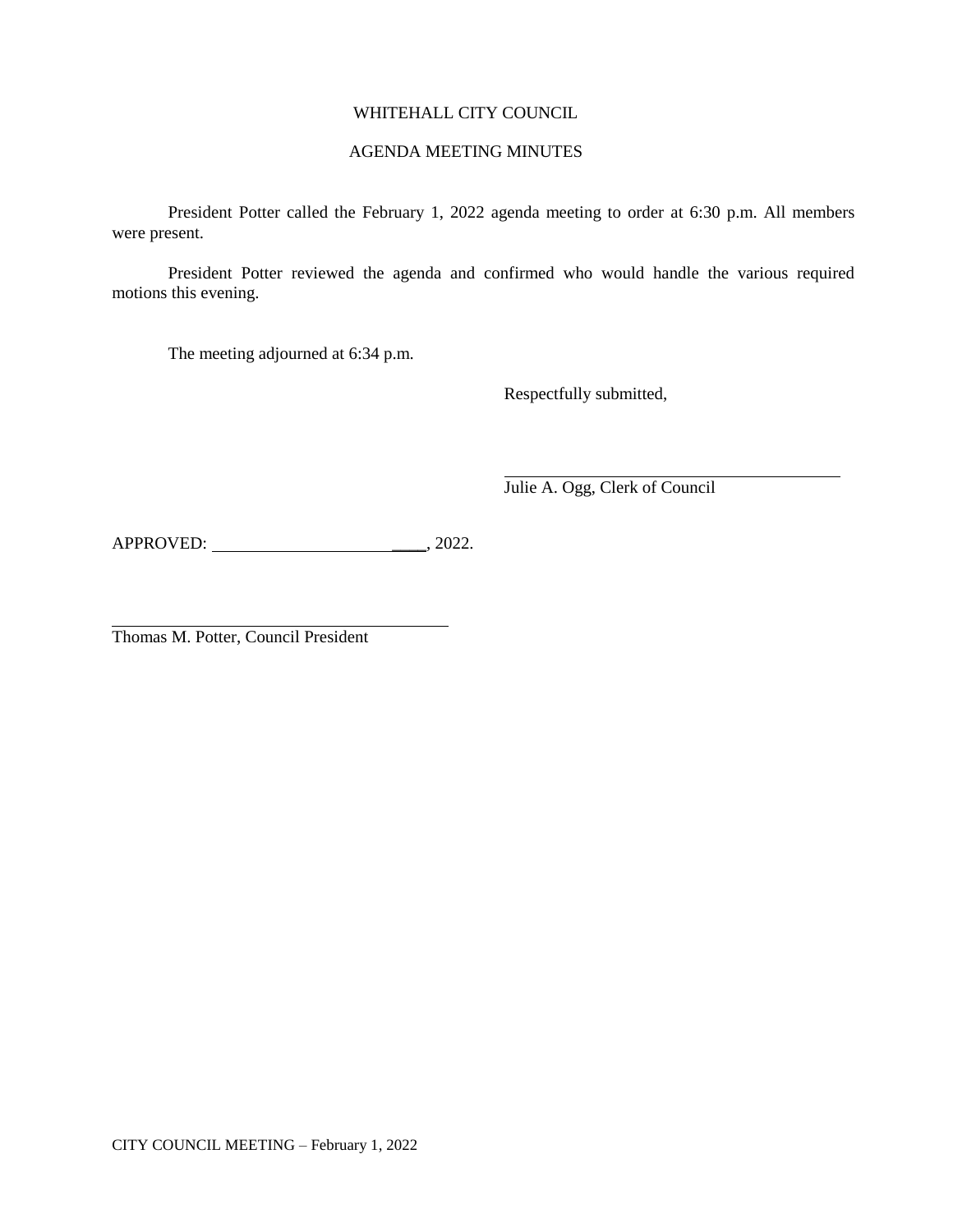WHITEHALL CITY COUNCIL

AGENDA MEETING MINUTES

President Potter called the February 1, 2022 agenda meeting to order at 6:30 p.m. All members were present.

President Potter reviewed the agenda and confirmed who would handle the various required motions this evening.

The meeting adjourned at 6:34 p.m.

Respectfully submitted,

\_\_\_\_\_\_\_\_\_\_\_\_\_\_\_\_\_\_\_\_\_\_\_\_\_\_\_\_\_\_\_\_\_\_\_\_\_\_\_\_
Julie A. Ogg, Clerk of Council

APPROVED: \_\_\_\_\_\_\_\_\_\_\_\_\_\_\_\_\_\_\_\_\_\_\_\_\_\_\_, 2022.

\_\_\_\_\_\_\_\_\_\_\_\_\_\_\_\_\_\_\_\_\_\_\_\_\_\_\_\_\_\_\_\_\_\_\_\_\_\_\_\_
Thomas M. Potter, Council President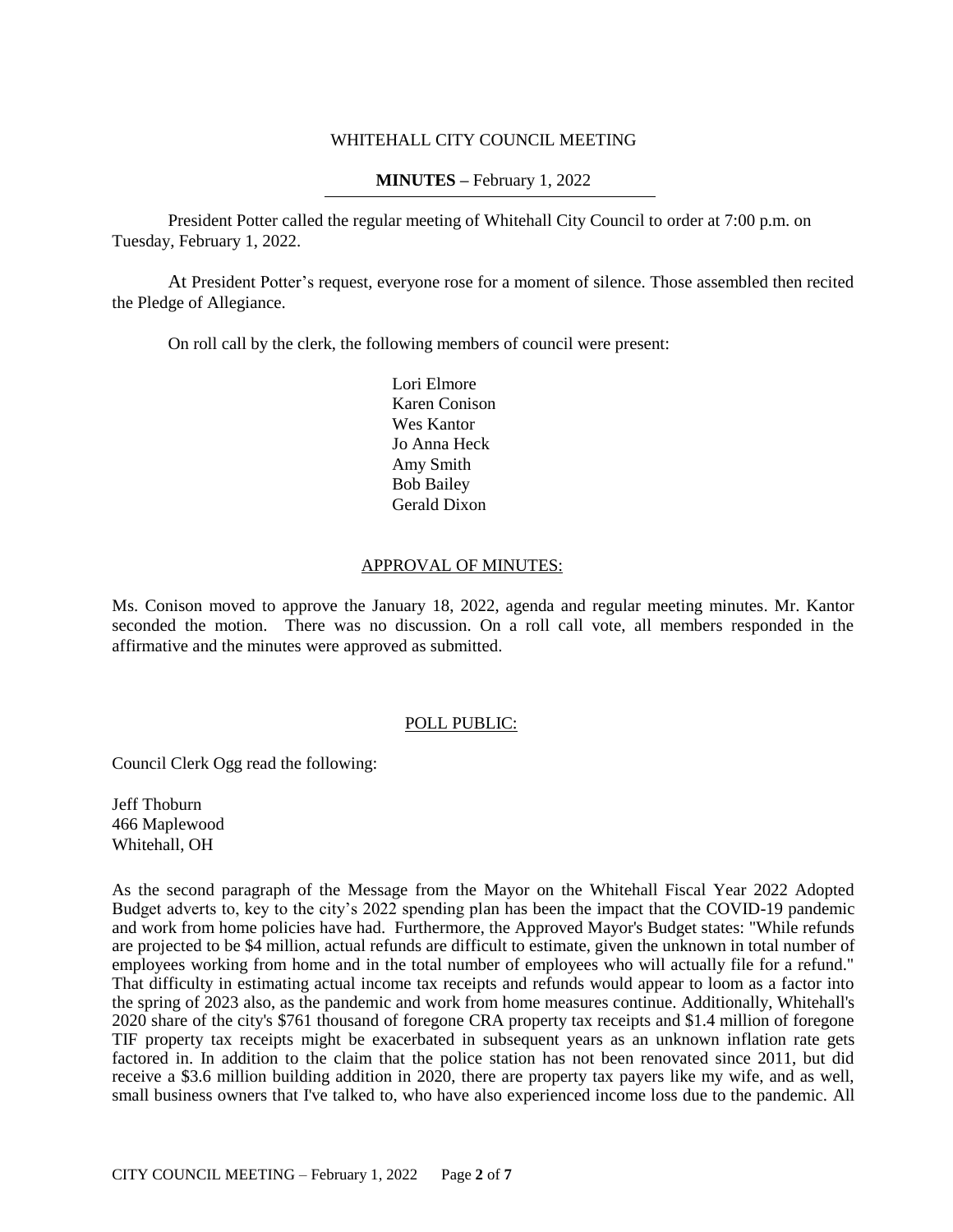WHITEHALL CITY COUNCIL MEETING

**MINUTES –** February 1, 2022

President Potter called the regular meeting of Whitehall City Council to order at 7:00 p.m. on Tuesday, February 1, 2022.

At President Potter's request, everyone rose for a moment of silence. Those assembled then recited the Pledge of Allegiance.

On roll call by the clerk, the following members of council were present:

Lori Elmore
Karen Conison
Wes Kantor
Jo Anna Heck
Amy Smith
Bob Bailey
Gerald Dixon

APPROVAL OF MINUTES:

Ms. Conison moved to approve the January 18, 2022, agenda and regular meeting minutes. Mr. Kantor seconded the motion. There was no discussion. On a roll call vote, all members responded in the affirmative and the minutes were approved as submitted.

POLL PUBLIC:

Council Clerk Ogg read the following:

Jeff Thoburn
466 Maplewood
Whitehall, OH

As the second paragraph of the Message from the Mayor on the Whitehall Fiscal Year 2022 Adopted Budget adverts to, key to the city's 2022 spending plan has been the impact that the COVID-19 pandemic and work from home policies have had. Furthermore, the Approved Mayor's Budget states: "While refunds are projected to be $4 million, actual refunds are difficult to estimate, given the unknown in total number of employees working from home and in the total number of employees who will actually file for a refund." That difficulty in estimating actual income tax receipts and refunds would appear to loom as a factor into the spring of 2023 also, as the pandemic and work from home measures continue. Additionally, Whitehall's 2020 share of the city's $761 thousand of foregone CRA property tax receipts and $1.4 million of foregone TIF property tax receipts might be exacerbated in subsequent years as an unknown inflation rate gets factored in. In addition to the claim that the police station has not been renovated since 2011, but did receive a $3.6 million building addition in 2020, there are property tax payers like my wife, and as well, small business owners that I've talked to, who have also experienced income loss due to the pandemic. All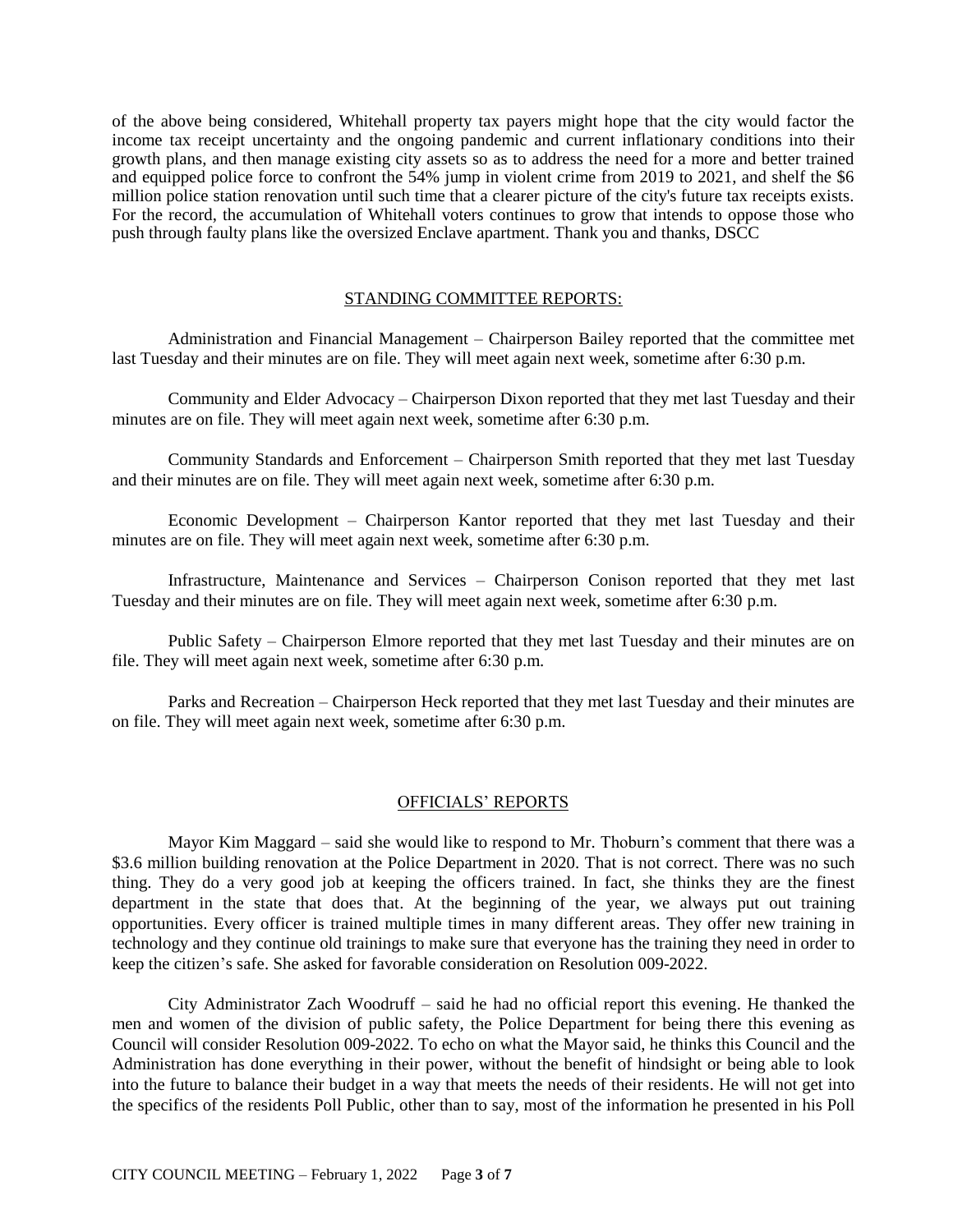of the above being considered, Whitehall property tax payers might hope that the city would factor the income tax receipt uncertainty and the ongoing pandemic and current inflationary conditions into their growth plans, and then manage existing city assets so as to address the need for a more and better trained and equipped police force to confront the 54% jump in violent crime from 2019 to 2021, and shelf the $6 million police station renovation until such time that a clearer picture of the city's future tax receipts exists. For the record, the accumulation of Whitehall voters continues to grow that intends to oppose those who push through faulty plans like the oversized Enclave apartment. Thank you and thanks, DSCC

## STANDING COMMITTEE REPORTS:

Administration and Financial Management – Chairperson Bailey reported that the committee met last Tuesday and their minutes are on file. They will meet again next week, sometime after 6:30 p.m.

Community and Elder Advocacy – Chairperson Dixon reported that they met last Tuesday and their minutes are on file. They will meet again next week, sometime after 6:30 p.m.

Community Standards and Enforcement – Chairperson Smith reported that they met last Tuesday and their minutes are on file. They will meet again next week, sometime after 6:30 p.m.

Economic Development – Chairperson Kantor reported that they met last Tuesday and their minutes are on file. They will meet again next week, sometime after 6:30 p.m.

Infrastructure, Maintenance and Services – Chairperson Conison reported that they met last Tuesday and their minutes are on file. They will meet again next week, sometime after 6:30 p.m.

Public Safety – Chairperson Elmore reported that they met last Tuesday and their minutes are on file. They will meet again next week, sometime after 6:30 p.m.

Parks and Recreation – Chairperson Heck reported that they met last Tuesday and their minutes are on file. They will meet again next week, sometime after 6:30 p.m.

## OFFICIALS' REPORTS

Mayor Kim Maggard – said she would like to respond to Mr. Thoburn's comment that there was a $3.6 million building renovation at the Police Department in 2020. That is not correct. There was no such thing. They do a very good job at keeping the officers trained. In fact, she thinks they are the finest department in the state that does that. At the beginning of the year, we always put out training opportunities. Every officer is trained multiple times in many different areas. They offer new training in technology and they continue old trainings to make sure that everyone has the training they need in order to keep the citizen's safe. She asked for favorable consideration on Resolution 009-2022.

City Administrator Zach Woodruff – said he had no official report this evening. He thanked the men and women of the division of public safety, the Police Department for being there this evening as Council will consider Resolution 009-2022. To echo on what the Mayor said, he thinks this Council and the Administration has done everything in their power, without the benefit of hindsight or being able to look into the future to balance their budget in a way that meets the needs of their residents. He will not get into the specifics of the residents Poll Public, other than to say, most of the information he presented in his Poll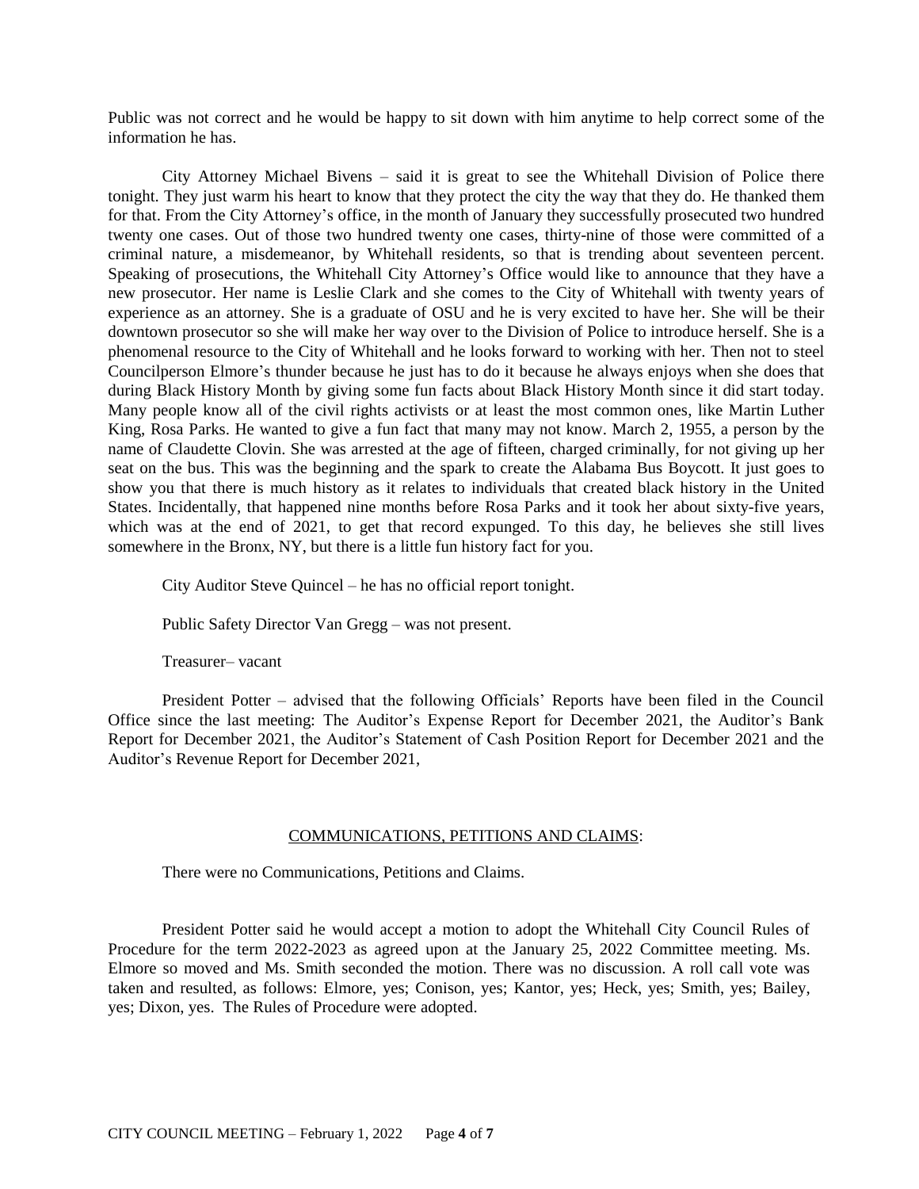Public was not correct and he would be happy to sit down with him anytime to help correct some of the information he has.

City Attorney Michael Bivens – said it is great to see the Whitehall Division of Police there tonight. They just warm his heart to know that they protect the city the way that they do. He thanked them for that. From the City Attorney's office, in the month of January they successfully prosecuted two hundred twenty one cases. Out of those two hundred twenty one cases, thirty-nine of those were committed of a criminal nature, a misdemeanor, by Whitehall residents, so that is trending about seventeen percent. Speaking of prosecutions, the Whitehall City Attorney's Office would like to announce that they have a new prosecutor. Her name is Leslie Clark and she comes to the City of Whitehall with twenty years of experience as an attorney. She is a graduate of OSU and he is very excited to have her. She will be their downtown prosecutor so she will make her way over to the Division of Police to introduce herself. She is a phenomenal resource to the City of Whitehall and he looks forward to working with her. Then not to steel Councilperson Elmore's thunder because he just has to do it because he always enjoys when she does that during Black History Month by giving some fun facts about Black History Month since it did start today. Many people know all of the civil rights activists or at least the most common ones, like Martin Luther King, Rosa Parks. He wanted to give a fun fact that many may not know. March 2, 1955, a person by the name of Claudette Clovin. She was arrested at the age of fifteen, charged criminally, for not giving up her seat on the bus. This was the beginning and the spark to create the Alabama Bus Boycott. It just goes to show you that there is much history as it relates to individuals that created black history in the United States. Incidentally, that happened nine months before Rosa Parks and it took her about sixty-five years, which was at the end of 2021, to get that record expunged. To this day, he believes she still lives somewhere in the Bronx, NY, but there is a little fun history fact for you.

City Auditor Steve Quincel – he has no official report tonight.

Public Safety Director Van Gregg – was not present.

Treasurer– vacant

President Potter – advised that the following Officials' Reports have been filed in the Council Office since the last meeting: The Auditor's Expense Report for December 2021, the Auditor's Bank Report for December 2021, the Auditor's Statement of Cash Position Report for December 2021 and the Auditor's Revenue Report for December 2021,

## COMMUNICATIONS, PETITIONS AND CLAIMS:

There were no Communications, Petitions and Claims.

President Potter said he would accept a motion to adopt the Whitehall City Council Rules of Procedure for the term 2022-2023 as agreed upon at the January 25, 2022 Committee meeting. Ms. Elmore so moved and Ms. Smith seconded the motion. There was no discussion. A roll call vote was taken and resulted, as follows: Elmore, yes; Conison, yes; Kantor, yes; Heck, yes; Smith, yes; Bailey, yes; Dixon, yes. The Rules of Procedure were adopted.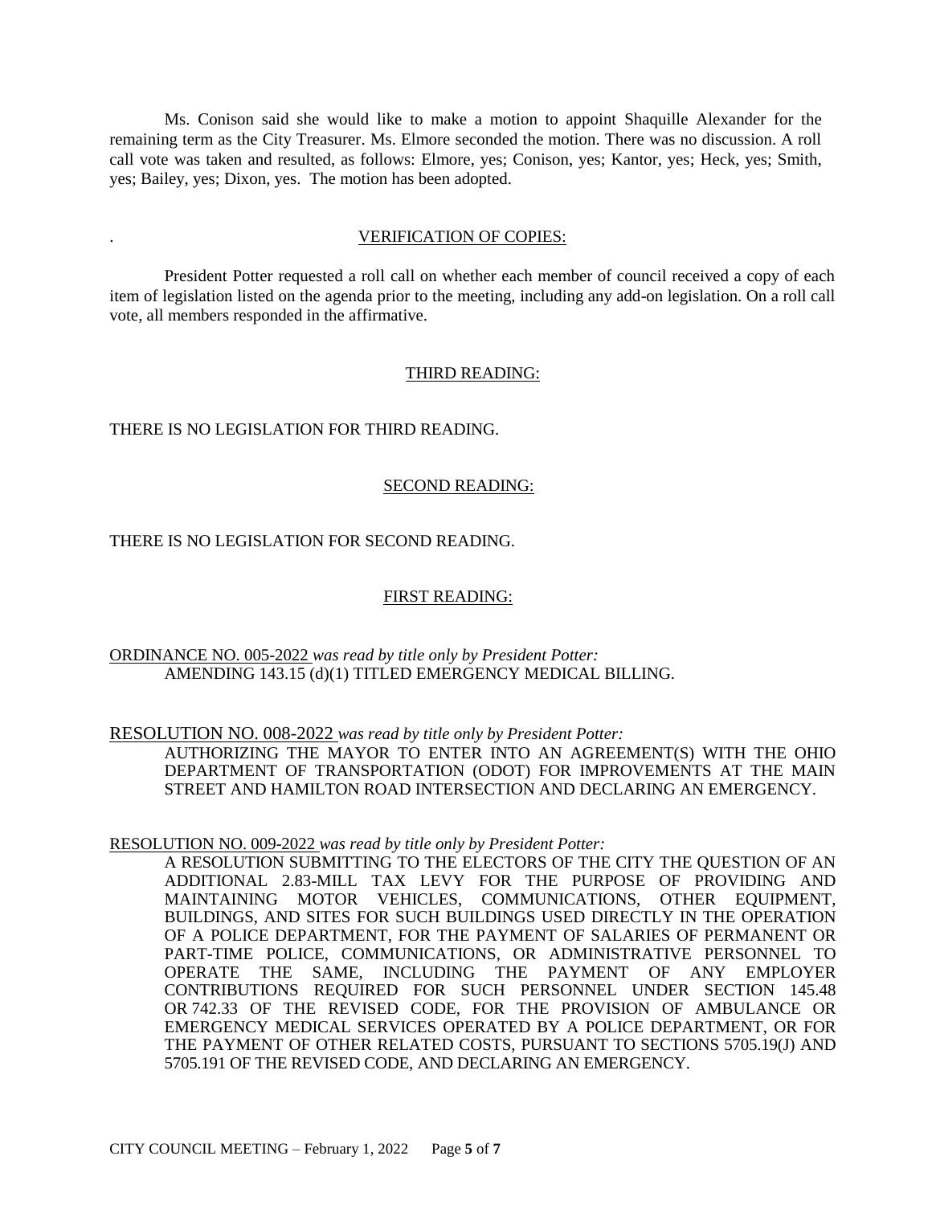Ms. Conison said she would like to make a motion to appoint Shaquille Alexander for the remaining term as the City Treasurer. Ms. Elmore seconded the motion. There was no discussion. A roll call vote was taken and resulted, as follows: Elmore, yes; Conison, yes; Kantor, yes; Heck, yes; Smith, yes; Bailey, yes; Dixon, yes. The motion has been adopted.

. VERIFICATION OF COPIES:

President Potter requested a roll call on whether each member of council received a copy of each item of legislation listed on the agenda prior to the meeting, including any add-on legislation. On a roll call vote, all members responded in the affirmative.

THIRD READING:

THERE IS NO LEGISLATION FOR THIRD READING.

SECOND READING:

THERE IS NO LEGISLATION FOR SECOND READING.

FIRST READING:

ORDINANCE NO. 005-2022 *was read by title only by President Potter:*
AMENDING 143.15 (d)(1) TITLED EMERGENCY MEDICAL BILLING.

RESOLUTION NO. 008-2022 *was read by title only by President Potter:*
AUTHORIZING THE MAYOR TO ENTER INTO AN AGREEMENT(S) WITH THE OHIO DEPARTMENT OF TRANSPORTATION (ODOT) FOR IMPROVEMENTS AT THE MAIN STREET AND HAMILTON ROAD INTERSECTION AND DECLARING AN EMERGENCY.

RESOLUTION NO. 009-2022 *was read by title only by President Potter:*
A RESOLUTION SUBMITTING TO THE ELECTORS OF THE CITY THE QUESTION OF AN ADDITIONAL 2.83-MILL TAX LEVY FOR THE PURPOSE OF PROVIDING AND MAINTAINING MOTOR VEHICLES, COMMUNICATIONS, OTHER EQUIPMENT, BUILDINGS, AND SITES FOR SUCH BUILDINGS USED DIRECTLY IN THE OPERATION OF A POLICE DEPARTMENT, FOR THE PAYMENT OF SALARIES OF PERMANENT OR PART-TIME POLICE, COMMUNICATIONS, OR ADMINISTRATIVE PERSONNEL TO OPERATE THE SAME, INCLUDING THE PAYMENT OF ANY EMPLOYER CONTRIBUTIONS REQUIRED FOR SUCH PERSONNEL UNDER SECTION 145.48 OR 742.33 OF THE REVISED CODE, FOR THE PROVISION OF AMBULANCE OR EMERGENCY MEDICAL SERVICES OPERATED BY A POLICE DEPARTMENT, OR FOR THE PAYMENT OF OTHER RELATED COSTS, PURSUANT TO SECTIONS 5705.19(J) AND 5705.191 OF THE REVISED CODE, AND DECLARING AN EMERGENCY.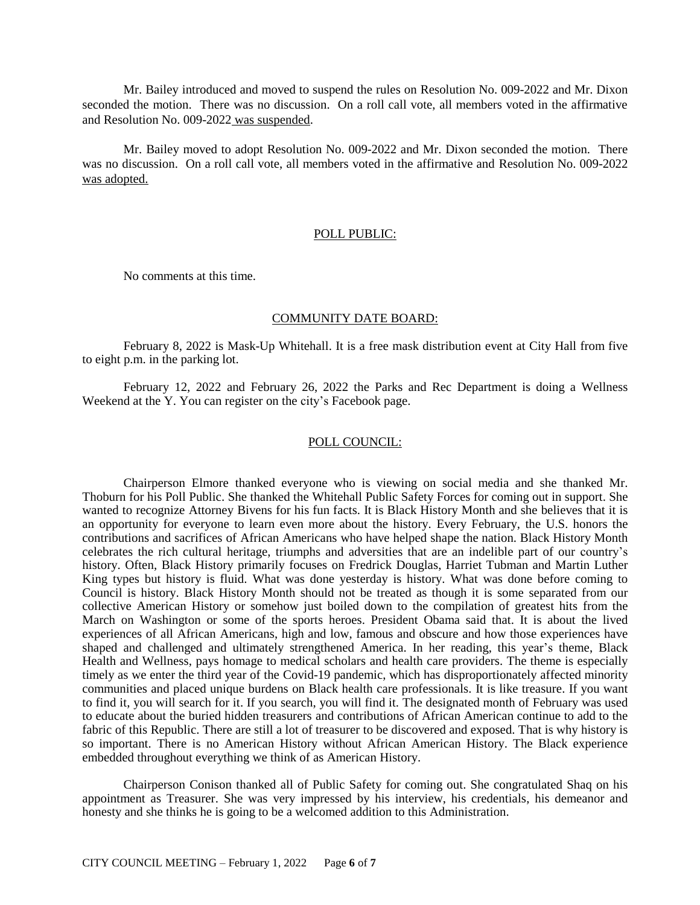Mr. Bailey introduced and moved to suspend the rules on Resolution No. 009-2022 and Mr. Dixon seconded the motion. There was no discussion. On a roll call vote, all members voted in the affirmative and Resolution No. 009-2022 was suspended.

Mr. Bailey moved to adopt Resolution No. 009-2022 and Mr. Dixon seconded the motion. There was no discussion. On a roll call vote, all members voted in the affirmative and Resolution No. 009-2022 was adopted.

## POLL PUBLIC:

No comments at this time.

## COMMUNITY DATE BOARD:

February 8, 2022 is Mask-Up Whitehall. It is a free mask distribution event at City Hall from five to eight p.m. in the parking lot.

February 12, 2022 and February 26, 2022 the Parks and Rec Department is doing a Wellness Weekend at the Y. You can register on the city's Facebook page.

## POLL COUNCIL:

Chairperson Elmore thanked everyone who is viewing on social media and she thanked Mr. Thoburn for his Poll Public. She thanked the Whitehall Public Safety Forces for coming out in support. She wanted to recognize Attorney Bivens for his fun facts. It is Black History Month and she believes that it is an opportunity for everyone to learn even more about the history. Every February, the U.S. honors the contributions and sacrifices of African Americans who have helped shape the nation. Black History Month celebrates the rich cultural heritage, triumphs and adversities that are an indelible part of our country's history. Often, Black History primarily focuses on Fredrick Douglas, Harriet Tubman and Martin Luther King types but history is fluid. What was done yesterday is history. What was done before coming to Council is history. Black History Month should not be treated as though it is some separated from our collective American History or somehow just boiled down to the compilation of greatest hits from the March on Washington or some of the sports heroes. President Obama said that. It is about the lived experiences of all African Americans, high and low, famous and obscure and how those experiences have shaped and challenged and ultimately strengthened America. In her reading, this year's theme, Black Health and Wellness, pays homage to medical scholars and health care providers. The theme is especially timely as we enter the third year of the Covid-19 pandemic, which has disproportionately affected minority communities and placed unique burdens on Black health care professionals. It is like treasure. If you want to find it, you will search for it. If you search, you will find it. The designated month of February was used to educate about the buried hidden treasurers and contributions of African American continue to add to the fabric of this Republic. There are still a lot of treasurer to be discovered and exposed. That is why history is so important. There is no American History without African American History. The Black experience embedded throughout everything we think of as American History.

Chairperson Conison thanked all of Public Safety for coming out. She congratulated Shaq on his appointment as Treasurer. She was very impressed by his interview, his credentials, his demeanor and honesty and she thinks he is going to be a welcomed addition to this Administration.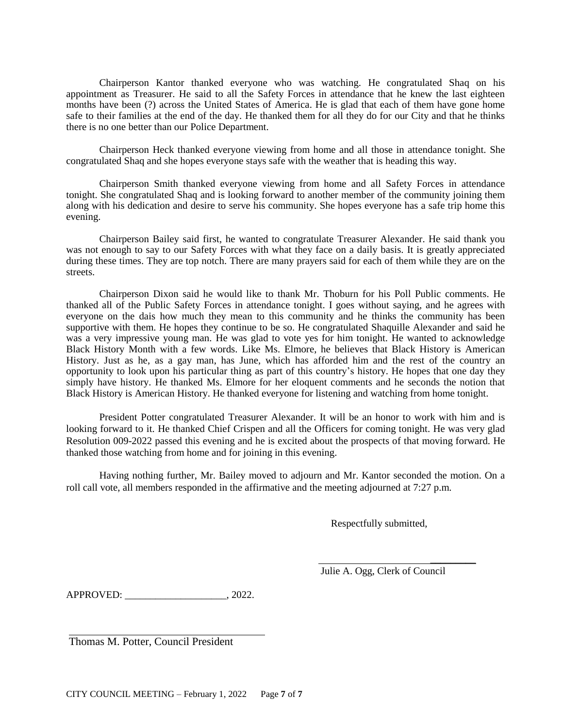Chairperson Kantor thanked everyone who was watching. He congratulated Shaq on his appointment as Treasurer. He said to all the Safety Forces in attendance that he knew the last eighteen months have been (?) across the United States of America. He is glad that each of them have gone home safe to their families at the end of the day. He thanked them for all they do for our City and that he thinks there is no one better than our Police Department.

Chairperson Heck thanked everyone viewing from home and all those in attendance tonight. She congratulated Shaq and she hopes everyone stays safe with the weather that is heading this way.

Chairperson Smith thanked everyone viewing from home and all Safety Forces in attendance tonight. She congratulated Shaq and is looking forward to another member of the community joining them along with his dedication and desire to serve his community. She hopes everyone has a safe trip home this evening.

Chairperson Bailey said first, he wanted to congratulate Treasurer Alexander. He said thank you was not enough to say to our Safety Forces with what they face on a daily basis. It is greatly appreciated during these times. They are top notch. There are many prayers said for each of them while they are on the streets.

Chairperson Dixon said he would like to thank Mr. Thoburn for his Poll Public comments. He thanked all of the Public Safety Forces in attendance tonight. I goes without saying, and he agrees with everyone on the dais how much they mean to this community and he thinks the community has been supportive with them. He hopes they continue to be so. He congratulated Shaquille Alexander and said he was a very impressive young man. He was glad to vote yes for him tonight. He wanted to acknowledge Black History Month with a few words. Like Ms. Elmore, he believes that Black History is American History. Just as he, as a gay man, has June, which has afforded him and the rest of the country an opportunity to look upon his particular thing as part of this country's history. He hopes that one day they simply have history. He thanked Ms. Elmore for her eloquent comments and he seconds the notion that Black History is American History. He thanked everyone for listening and watching from home tonight.

President Potter congratulated Treasurer Alexander. It will be an honor to work with him and is looking forward to it. He thanked Chief Crispen and all the Officers for coming tonight. He was very glad Resolution 009-2022 passed this evening and he is excited about the prospects of that moving forward. He thanked those watching from home and for joining in this evening.

Having nothing further, Mr. Bailey moved to adjourn and Mr. Kantor seconded the motion. On a roll call vote, all members responded in the affirmative and the meeting adjourned at 7:27 p.m.

Respectfully submitted,

______________________________

Julie A. Ogg, Clerk of Council

APPROVED: ____________________, 2022.

______________________________

Thomas M. Potter, Council President